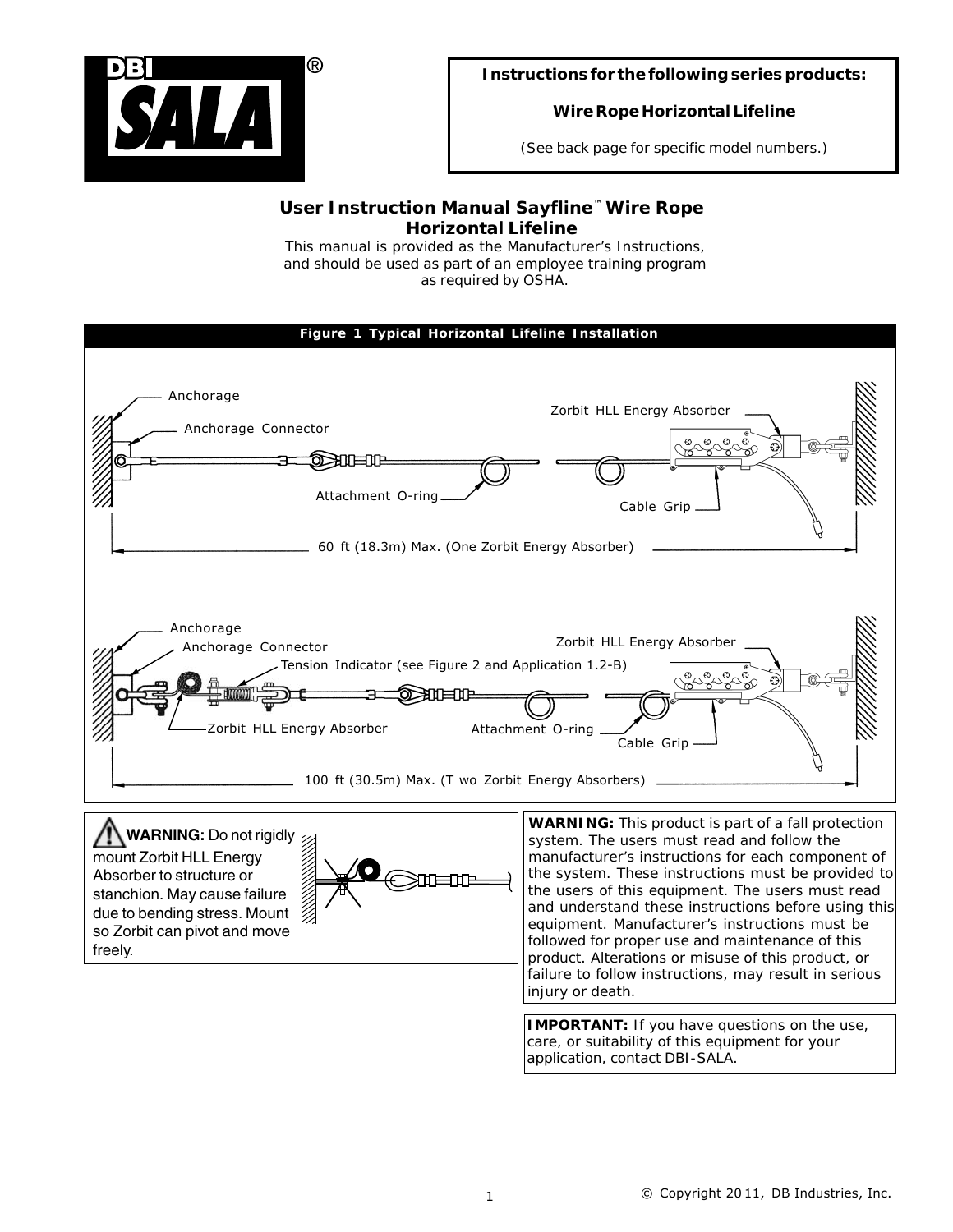DBI SALA®

**Instructions for the following series products:**

**Wire Rope Horizontal Lifeline**

(See back page for specific model numbers.)

# User Instruction Manual Sayfline™ Wire Rope Horizontal Lifeline

This manual is provided as the Manufacturer's Instructions, and should be used as part of an employee training program as required by OSHA.

**Figure 1 Typical Horizontal Lifeline Installation**

Anchorage

Anchorage Connector

Zorbit HLL Energy Absorber

Attachment O-ring

Cable Grip

60 ft (18.3m) Max. (One Zorbit Energy Absorber)

Anchorage

Anchorage Connector

Tension Indicator (see Figure 2 and Application 1.2-B)

Zorbit HLL Energy Absorber

Zorbit HLL Energy Absorber

Attachment O-ring

Cable Grip

100 ft (30.5m) Max. (Two Zorbit Energy Absorbers)

**WARNING:** Do not rigidly mount Zorbit HLL Energy Absorber to structure or stanchion. May cause failure due to bending stress. Mount so Zorbit can pivot and move freely.

**WARNING:** This product is part of a fall protection system. The users must read and follow the manufacturer's instructions for each component of the system. These instructions must be provided to the users of this equipment. The users must read and understand these instructions before using this equipment. Manufacturer's instructions must be followed for proper use and maintenance of this product. Alterations or misuse of this product, or failure to follow instructions, may result in serious injury or death.

**IMPORTANT:** If you have questions on the use, care, or suitability of this equipment for your application, contact DBI-SALA.

© Copyright 2011, DB Industries, Inc.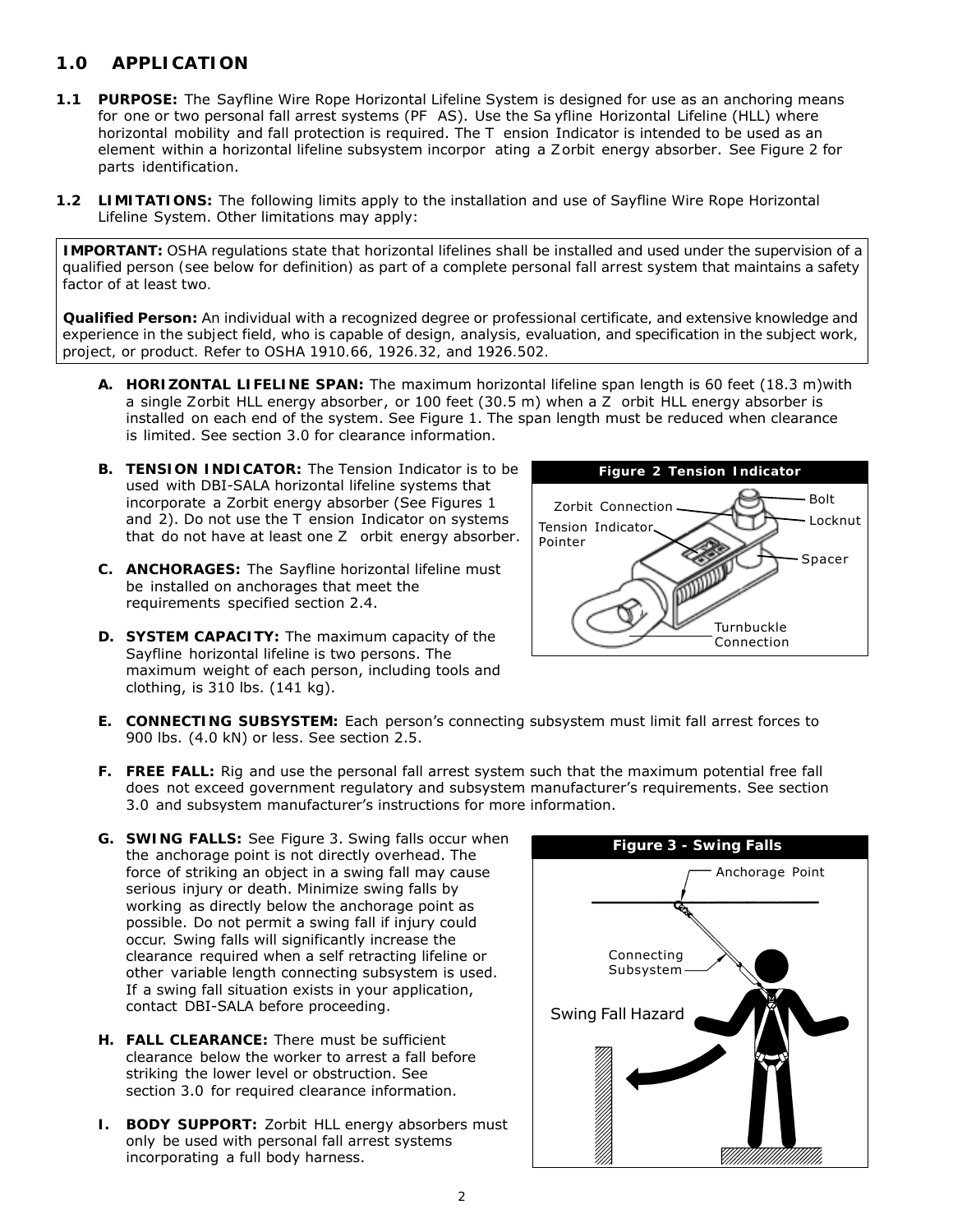## 1.0 APPLICATION

**1.1 PURPOSE:** The Sayfline Wire Rope Horizontal Lifeline System is designed for use as an anchoring means for one or two personal fall arrest systems (PFAS). Use the Sayfline Horizontal Lifeline (HLL) where horizontal mobility and fall protection is required. The Tension Indicator is intended to be used as an element within a horizontal lifeline subsystem incorporating a Zorbit energy absorber. See Figure 2 for parts identification.

**1.2 LIMITATIONS:** The following limits apply to the installation and use of Sayfline Wire Rope Horizontal Lifeline System. Other limitations may apply:

> **IMPORTANT:** OSHA regulations state that horizontal lifelines shall be installed and used under the supervision of a qualified person (see below for definition) as part of a complete personal fall arrest system that maintains a safety factor of at least two.
>
> **Qualified Person:** An individual with a recognized degree or professional certificate, and extensive knowledge and experience in the subject field, who is capable of design, analysis, evaluation, and specification in the subject work, project, or product. Refer to OSHA 1910.66, 1926.32, and 1926.502.

**A. HORIZONTAL LIFELINE SPAN:** The maximum horizontal lifeline span length is 60 feet (18.3 m) with a single Zorbit HLL energy absorber, or 100 feet (30.5 m) when a Zorbit HLL energy absorber is installed on each end of the system. See Figure 1. The span length must be reduced when clearance is limited. See section 3.0 for clearance information.

**B. TENSION INDICATOR:** The Tension Indicator is to be used with DBI-SALA horizontal lifeline systems that incorporate a Zorbit energy absorber (See Figures 1 and 2). Do not use the Tension Indicator on systems that do not have at least one Zorbit energy absorber.

**Figure 2 Tension Indicator**

Zorbit Connection, Tension Indicator Pointer, Bolt, Locknut, Spacer, Turnbuckle Connection

**C. ANCHORAGES:** The Sayfline horizontal lifeline must be installed on anchorages that meet the requirements specified section 2.4.

**D. SYSTEM CAPACITY:** The maximum capacity of the Sayfline horizontal lifeline is two persons. The maximum weight of each person, including tools and clothing, is 310 lbs. (141 kg).

**E. CONNECTING SUBSYSTEM:** Each person's connecting subsystem must limit fall arrest forces to 900 lbs. (4.0 kN) or less. See section 2.5.

**F. FREE FALL:** Rig and use the personal fall arrest system such that the maximum potential free fall does not exceed government regulatory and subsystem manufacturer's requirements. See section 3.0 and subsystem manufacturer's instructions for more information.

**G. SWING FALLS:** See Figure 3. Swing falls occur when the anchorage point is not directly overhead. The force of striking an object in a swing fall may cause serious injury or death. Minimize swing falls by working as directly below the anchorage point as possible. Do not permit a swing fall if injury could occur. Swing falls will significantly increase the clearance required when a self retracting lifeline or other variable length connecting subsystem is used. If a swing fall situation exists in your application, contact DBI-SALA before proceeding.

**Figure 3 - Swing Falls**

Anchorage Point, Connecting Subsystem, Swing Fall Hazard

**H. FALL CLEARANCE:** There must be sufficient clearance below the worker to arrest a fall before striking the lower level or obstruction. See section 3.0 for required clearance information.

**I. BODY SUPPORT:** Zorbit HLL energy absorbers must only be used with personal fall arrest systems incorporating a full body harness.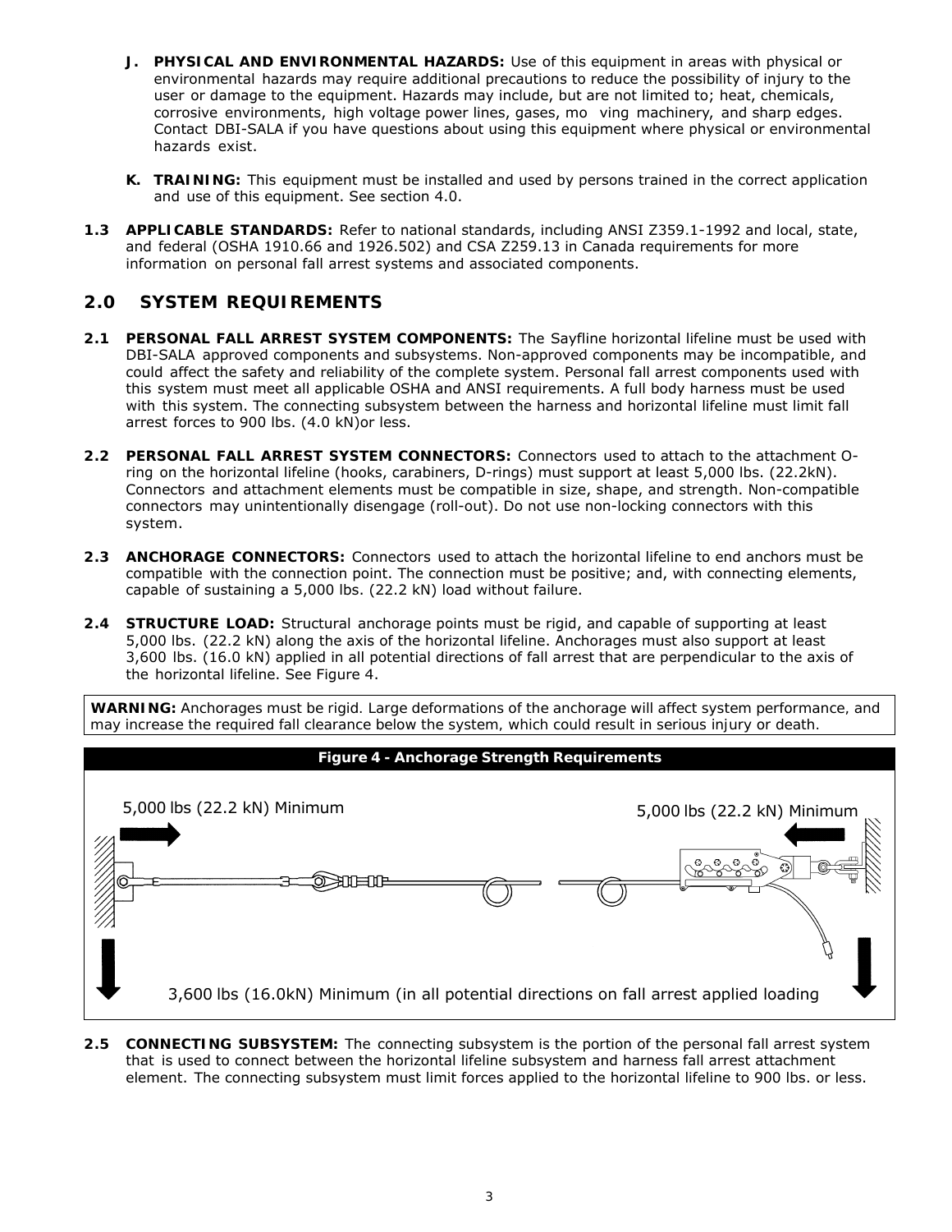**J. PHYSICAL AND ENVIRONMENTAL HAZARDS:** Use of this equipment in areas with physical or environmental hazards may require additional precautions to reduce the possibility of injury to the user or damage to the equipment. Hazards may include, but are not limited to; heat, chemicals, corrosive environments, high voltage power lines, gases, moving machinery, and sharp edges. Contact DBI-SALA if you have questions about using this equipment where physical or environmental hazards exist.

**K. TRAINING:** This equipment must be installed and used by persons trained in the correct application and use of this equipment. See section 4.0.

**1.3 APPLICABLE STANDARDS:** Refer to national standards, including ANSI Z359.1-1992 and local, state, and federal (OSHA 1910.66 and 1926.502) and CSA Z259.13 in Canada requirements for more information on personal fall arrest systems and associated components.

## 2.0 SYSTEM REQUIREMENTS

**2.1 PERSONAL FALL ARREST SYSTEM COMPONENTS:** The Sayfline horizontal lifeline must be used with DBI-SALA approved components and subsystems. Non-approved components may be incompatible, and could affect the safety and reliability of the complete system. Personal fall arrest components used with this system must meet all applicable OSHA and ANSI requirements. A full body harness must be used with this system. The connecting subsystem between the harness and horizontal lifeline must limit fall arrest forces to 900 lbs. (4.0 kN)or less.

**2.2 PERSONAL FALL ARREST SYSTEM CONNECTORS:** Connectors used to attach to the attachment O-ring on the horizontal lifeline (hooks, carabiners, D-rings) must support at least 5,000 lbs. (22.2kN). Connectors and attachment elements must be compatible in size, shape, and strength. Non-compatible connectors may unintentionally disengage (roll-out). Do not use non-locking connectors with this system.

**2.3 ANCHORAGE CONNECTORS:** Connectors used to attach the horizontal lifeline to end anchors must be compatible with the connection point. The connection must be positive; and, with connecting elements, capable of sustaining a 5,000 lbs. (22.2 kN) load without failure.

**2.4 STRUCTURE LOAD:** Structural anchorage points must be rigid, and capable of supporting at least 5,000 lbs. (22.2 kN) along the axis of the horizontal lifeline. Anchorages must also support at least 3,600 lbs. (16.0 kN) applied in all potential directions of fall arrest that are perpendicular to the axis of the horizontal lifeline. See Figure 4.

**WARNING:** Anchorages must be rigid. Large deformations of the anchorage will affect system performance, and may increase the required fall clearance below the system, which could result in serious injury or death.

**Figure 4 - Anchorage Strength Requirements**

5,000 lbs (22.2 kN) Minimum

5,000 lbs (22.2 kN) Minimum

3,600 lbs (16.0kN) Minimum (in all potential directions on fall arrest applied loading

**2.5 CONNECTING SUBSYSTEM:** The connecting subsystem is the portion of the personal fall arrest system that is used to connect between the horizontal lifeline subsystem and harness fall arrest attachment element. The connecting subsystem must limit forces applied to the horizontal lifeline to 900 lbs. or less.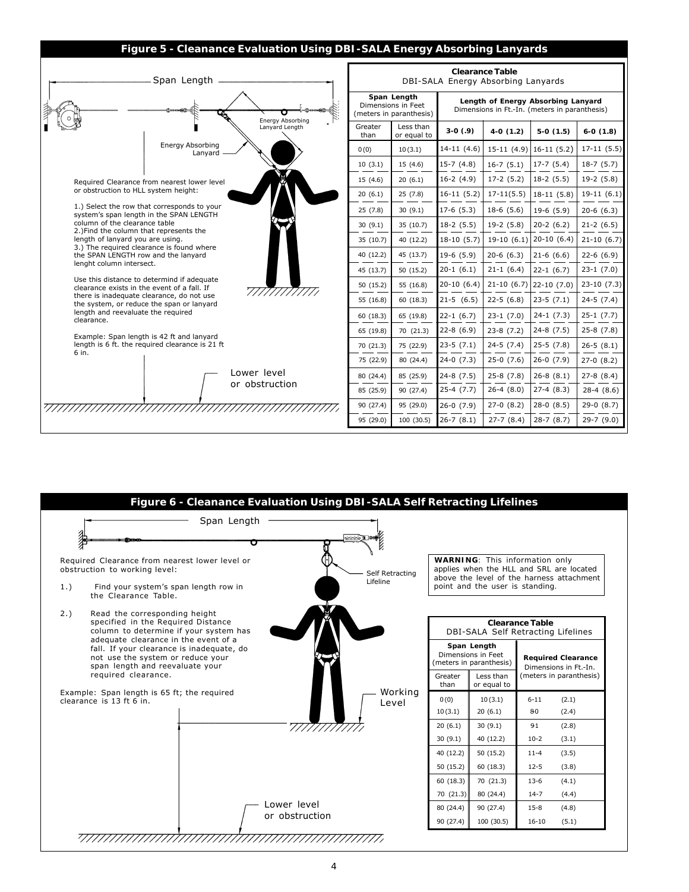## Figure 5 - Cleanance Evaluation Using DBI-SALA Energy Absorbing Lanyards

Span Length

Energy Absorbing Lanyard Length

Energy Absorbing Lanyard

Required Clearance from nearest lower level or obstruction to HLL system height:

1.) Select the row that corresponds to your system's span length in the SPAN LENGTH column of the clearance table
2.)Find the column that represents the length of lanyard you are using.
3.) The required clearance is found where the SPAN LENGTH row and the lanyard lenght column intersect.

Use this distance to determind if adequate clearance exists in the event of a fall. If there is inadequate clearance, do not use the system, or reduce the span or lanyard length and reevaluate the required clearance.

Example: Span length is 42 ft and lanyard length is 6 ft. the required clearance is 21 ft 6 in.

Lower level or obstruction

**Clearance Table**
DBI-SALA Energy Absorbing Lanyards

| Span Length Dimensions in Feet (meters in paranthesis) | | Length of Energy Absorbing Lanyard Dimensions in Ft.-In. (meters in paranthesis) | | | |
|---|---|---|---|---|---|
| Greater than | Less than or equal to | **3-0 (.9)** | **4-0 (1.2)** | **5-0 (1.5)** | **6-0 (1.8)** |
| 0 (0) | 10 (3.1) | 14-11 (4.6) | 15-11 (4.9) | 16-11 (5.2) | 17-11 (5.5) |
| 10 (3.1) | 15 (4.6) | 15-7 (4.8) | 16-7 (5.1) | 17-7 (5.4) | 18-7 (5.7) |
| 15 (4.6) | 20 (6.1) | 16-2 (4.9) | 17-2 (5.2) | 18-2 (5.5) | 19-2 (5.8) |
| 20 (6.1) | 25 (7.8) | 16-11 (5.2) | 17-11(5.5) | 18-11 (5.8) | 19-11 (6.1) |
| 25 (7.8) | 30 (9.1) | 17-6 (5.3) | 18-6 (5.6) | 19-6 (5.9) | 20-6 (6.3) |
| 30 (9.1) | 35 (10.7) | 18-2 (5.5) | 19-2 (5.8) | 20-2 (6.2) | 21-2 (6.5) |
| 35 (10.7) | 40 (12.2) | 18-10 (5.7) | 19-10 (6.1) | 20-10 (6.4) | 21-10 (6.7) |
| 40 (12.2) | 45 (13.7) | 19-6 (5.9) | 20-6 (6.3) | 21-6 (6.6) | 22-6 (6.9) |
| 45 (13.7) | 50 (15.2) | 20-1 (6.1) | 21-1 (6.4) | 22-1 (6.7) | 23-1 (7.0) |
| 50 (15.2) | 55 (16.8) | 20-10 (6.4) | 21-10 (6.7) | 22-10 (7.0) | 23-10 (7.3) |
| 55 (16.8) | 60 (18.3) | 21-5 (6.5) | 22-5 (6.8) | 23-5 (7.1) | 24-5 (7.4) |
| 60 (18.3) | 65 (19.8) | 22-1 (6.7) | 23-1 (7.0) | 24-1 (7.3) | 25-1 (7.7) |
| 65 (19.8) | 70 (21.3) | 22-8 (6.9) | 23-8 (7.2) | 24-8 (7.5) | 25-8 (7.8) |
| 70 (21.3) | 75 (22.9) | 23-5 (7.1) | 24-5 (7.4) | 25-5 (7.8) | 26-5 (8.1) |
| 75 (22.9) | 80 (24.4) | 24-0 (7.3) | 25-0 (7.6) | 26-0 (7.9) | 27-0 (8.2) |
| 80 (24.4) | 85 (25.9) | 24-8 (7.5) | 25-8 (7.8) | 26-8 (8.1) | 27-8 (8.4) |
| 85 (25.9) | 90 (27.4) | 25-4 (7.7) | 26-4 (8.0) | 27-4 (8.3) | 28-4 (8.6) |
| 90 (27.4) | 95 (29.0) | 26-0 (7.9) | 27-0 (8.2) | 28-0 (8.5) | 29-0 (8.7) |
| 95 (29.0) | 100 (30.5) | 26-7 (8.1) | 27-7 (8.4) | 28-7 (8.7) | 29-7 (9.0) |

## Figure 6 - Cleanance Evaluation Using DBI-SALA Self Retracting Lifelines

Span Length

Required Clearance from nearest lower level or obstruction to working level:

1.) Find your system's span length row in the Clearance Table.

2.) Read the corresponding height specified in the Required Distance column to determine if your system has adequate clearance in the event of a fall. If your clearance is inadequate, do not use the system or reduce your span length and reevaluate your required clearance.

Example: Span length is 65 ft; the required clearance is 13 ft 6 in.

Self Retracting Lifeline

Working Level

Lower level or obstruction

**WARNING**: This information only applies when the HLL and SRL are located above the level of the harness attachment point and the user is standing.

**Clearance Table**
DBI-SALA Self Retracting Lifelines

| Span Length Dimensions in Feet (meters in paranthesis) | | **Required Clearance** Dimensions in Ft.-In. (meters in paranthesis) |
|---|---|---|
| Greater than | Less than or equal to | |
| 0 (0) | 10 (3.1) | 6-11 (2.1) |
| 10 (3.1) | 20 (6.1) | 8-0 (2.4) |
| 20 (6.1) | 30 (9.1) | 9-1 (2.8) |
| 30 (9.1) | 40 (12.2) | 10-2 (3.1) |
| 40 (12.2) | 50 (15.2) | 11-4 (3.5) |
| 50 (15.2) | 60 (18.3) | 12-5 (3.8) |
| 60 (18.3) | 70 (21.3) | 13-6 (4.1) |
| 70 (21.3) | 80 (24.4) | 14-7 (4.4) |
| 80 (24.4) | 90 (27.4) | 15-8 (4.8) |
| 90 (27.4) | 100 (30.5) | 16-10 (5.1) |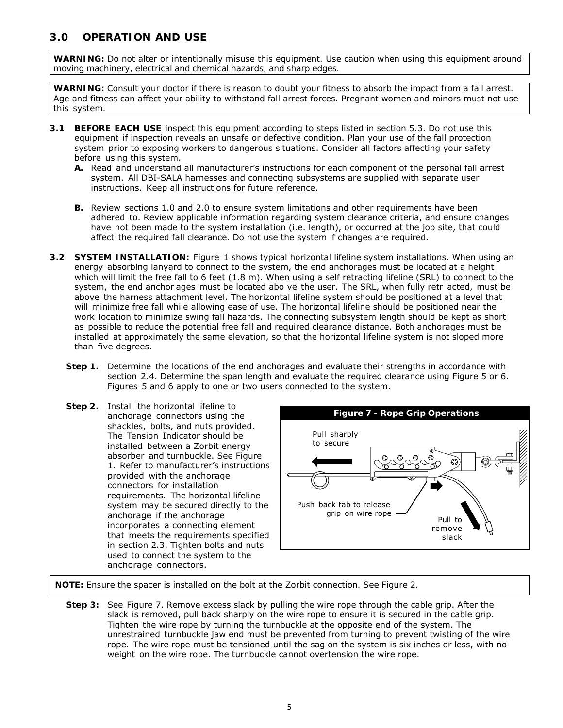## 3.0 OPERATION AND USE

**WARNING:** Do not alter or intentionally misuse this equipment. Use caution when using this equipment around moving machinery, electrical and chemical hazards, and sharp edges.

**WARNING:** Consult your doctor if there is reason to doubt your fitness to absorb the impact from a fall arrest. Age and fitness can affect your ability to withstand fall arrest forces. Pregnant women and minors must not use this system.

**3.1 BEFORE EACH USE** inspect this equipment according to steps listed in section 5.3. Do not use this equipment if inspection reveals an unsafe or defective condition. Plan your use of the fall protection system prior to exposing workers to dangerous situations. Consider all factors affecting your safety before using this system.

**A.** Read and understand all manufacturer's instructions for each component of the personal fall arrest system. All DBI-SALA harnesses and connecting subsystems are supplied with separate user instructions. Keep all instructions for future reference.

**B.** Review sections 1.0 and 2.0 to ensure system limitations and other requirements have been adhered to. Review applicable information regarding system clearance criteria, and ensure changes have not been made to the system installation (i.e. length), or occurred at the job site, that could affect the required fall clearance. Do not use the system if changes are required.

**3.2 SYSTEM INSTALLATION:** Figure 1 shows typical horizontal lifeline system installations. When using an energy absorbing lanyard to connect to the system, the end anchorages must be located at a height which will limit the free fall to 6 feet (1.8 m). When using a self retracting lifeline (SRL) to connect to the system, the end anchor ages must be located abo ve the user. The SRL, when fully retr acted, must be above the harness attachment level. The horizontal lifeline system should be positioned at a level that will minimize free fall while allowing ease of use. The horizontal lifeline should be positioned near the work location to minimize swing fall hazards. The connecting subsystem length should be kept as short as possible to reduce the potential free fall and required clearance distance. Both anchorages must be installed at approximately the same elevation, so that the horizontal lifeline system is not sloped more than five degrees.

**Step 1.** Determine the locations of the end anchorages and evaluate their strengths in accordance with section 2.4. Determine the span length and evaluate the required clearance using Figure 5 or 6. Figures 5 and 6 apply to one or two users connected to the system.

**Step 2.** Install the horizontal lifeline to anchorage connectors using the shackles, bolts, and nuts provided. The Tension Indicator should be installed between a Zorbit energy absorber and turnbuckle. See Figure 1. Refer to manufacturer's instructions provided with the anchorage connectors for installation requirements. The horizontal lifeline system may be secured directly to the anchorage if the anchorage incorporates a connecting element that meets the requirements specified in section 2.3. Tighten bolts and nuts used to connect the system to the anchorage connectors.

**Figure 7 - Rope Grip Operations**

Pull sharply to secure

Push back tab to release grip on wire rope

Pull to remove slack

**NOTE:** Ensure the spacer is installed on the bolt at the Zorbit connection. See Figure 2.

**Step 3:** See Figure 7. Remove excess slack by pulling the wire rope through the cable grip. After the slack is removed, pull back sharply on the wire rope to ensure it is secured in the cable grip. Tighten the wire rope by turning the turnbuckle at the opposite end of the system. The unrestrained turnbuckle jaw end must be prevented from turning to prevent twisting of the wire rope. The wire rope must be tensioned until the sag on the system is six inches or less, with no weight on the wire rope. The turnbuckle cannot overtension the wire rope.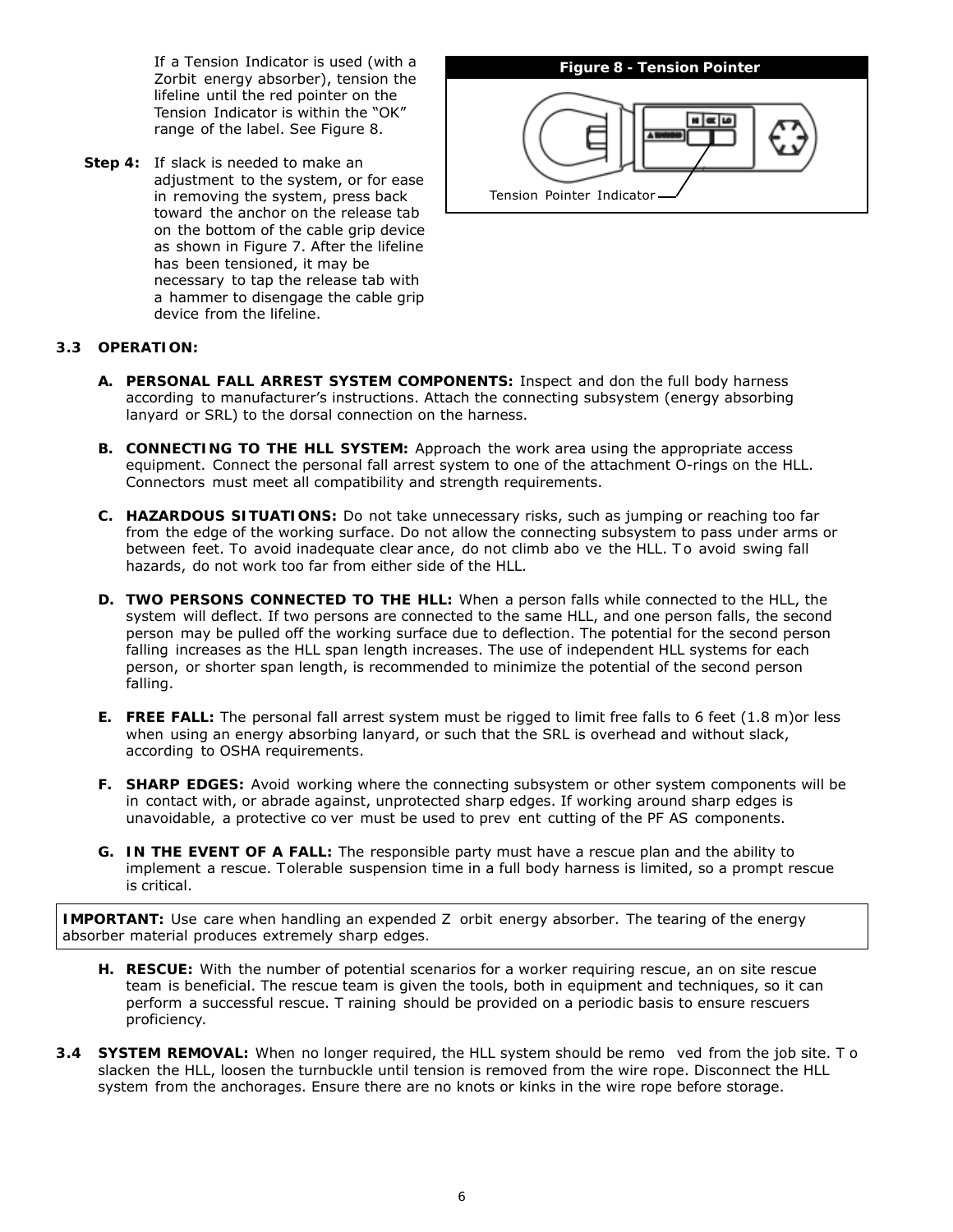If a Tension Indicator is used (with a Zorbit energy absorber), tension the lifeline until the red pointer on the Tension Indicator is within the "OK" range of the label. See Figure 8.

**Step 4:** If slack is needed to make an adjustment to the system, or for ease in removing the system, press back toward the anchor on the release tab on the bottom of the cable grip device as shown in Figure 7. After the lifeline has been tensioned, it may be necessary to tap the release tab with a hammer to disengage the cable grip device from the lifeline.

**Figure 8 - Tension Pointer**

Tension Pointer Indicator

### 3.3 OPERATION:

**A. PERSONAL FALL ARREST SYSTEM COMPONENTS:** Inspect and don the full body harness according to manufacturer's instructions. Attach the connecting subsystem (energy absorbing lanyard or SRL) to the dorsal connection on the harness.

**B. CONNECTING TO THE HLL SYSTEM:** Approach the work area using the appropriate access equipment. Connect the personal fall arrest system to one of the attachment O-rings on the HLL. Connectors must meet all compatibility and strength requirements.

**C. HAZARDOUS SITUATIONS:** Do not take unnecessary risks, such as jumping or reaching too far from the edge of the working surface. Do not allow the connecting subsystem to pass under arms or between feet. To avoid inadequate clearance, do not climb above the HLL. To avoid swing fall hazards, do not work too far from either side of the HLL.

**D. TWO PERSONS CONNECTED TO THE HLL:** When a person falls while connected to the HLL, the system will deflect. If two persons are connected to the same HLL, and one person falls, the second person may be pulled off the working surface due to deflection. The potential for the second person falling increases as the HLL span length increases. The use of independent HLL systems for each person, or shorter span length, is recommended to minimize the potential of the second person falling.

**E. FREE FALL:** The personal fall arrest system must be rigged to limit free falls to 6 feet (1.8 m)or less when using an energy absorbing lanyard, or such that the SRL is overhead and without slack, according to OSHA requirements.

**F. SHARP EDGES:** Avoid working where the connecting subsystem or other system components will be in contact with, or abrade against, unprotected sharp edges. If working around sharp edges is unavoidable, a protective cover must be used to prevent cutting of the PFAS components.

**G. IN THE EVENT OF A FALL:** The responsible party must have a rescue plan and the ability to implement a rescue. Tolerable suspension time in a full body harness is limited, so a prompt rescue is critical.

**IMPORTANT:** Use care when handling an expended Zorbit energy absorber. The tearing of the energy absorber material produces extremely sharp edges.

**H. RESCUE:** With the number of potential scenarios for a worker requiring rescue, an on site rescue team is beneficial. The rescue team is given the tools, both in equipment and techniques, so it can perform a successful rescue. Training should be provided on a periodic basis to ensure rescuers proficiency.

**3.4 SYSTEM REMOVAL:** When no longer required, the HLL system should be removed from the job site. To slacken the HLL, loosen the turnbuckle until tension is removed from the wire rope. Disconnect the HLL system from the anchorages. Ensure there are no knots or kinks in the wire rope before storage.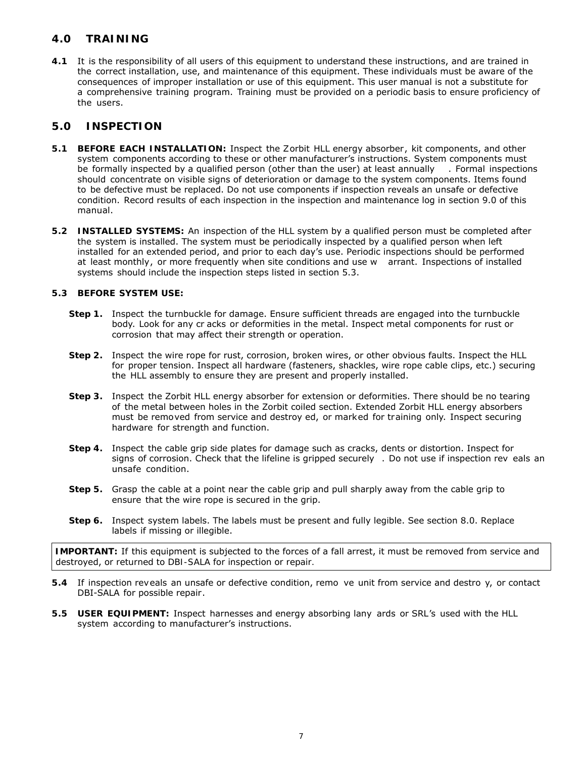## 4.0 TRAINING

**4.1** It is the responsibility of all users of this equipment to understand these instructions, and are trained in the correct installation, use, and maintenance of this equipment. These individuals must be aware of the consequences of improper installation or use of this equipment. This user manual is not a substitute for a comprehensive training program. Training must be provided on a periodic basis to ensure proficiency of the users.

## 5.0 INSPECTION

**5.1 BEFORE EACH INSTALLATION:** Inspect the Zorbit HLL energy absorber, kit components, and other system components according to these or other manufacturer's instructions. System components must be formally inspected by a qualified person (other than the user) at least annually. Formal inspections should concentrate on visible signs of deterioration or damage to the system components. Items found to be defective must be replaced. Do not use components if inspection reveals an unsafe or defective condition. Record results of each inspection in the inspection and maintenance log in section 9.0 of this manual.

**5.2 INSTALLED SYSTEMS:** An inspection of the HLL system by a qualified person must be completed after the system is installed. The system must be periodically inspected by a qualified person when left installed for an extended period, and prior to each day's use. Periodic inspections should be performed at least monthly, or more frequently when site conditions and use warrant. Inspections of installed systems should include the inspection steps listed in section 5.3.

**5.3 BEFORE SYSTEM USE:**

**Step 1.** Inspect the turnbuckle for damage. Ensure sufficient threads are engaged into the turnbuckle body. Look for any cracks or deformities in the metal. Inspect metal components for rust or corrosion that may affect their strength or operation.

**Step 2.** Inspect the wire rope for rust, corrosion, broken wires, or other obvious faults. Inspect the HLL for proper tension. Inspect all hardware (fasteners, shackles, wire rope cable clips, etc.) securing the HLL assembly to ensure they are present and properly installed.

**Step 3.** Inspect the Zorbit HLL energy absorber for extension or deformities. There should be no tearing of the metal between holes in the Zorbit coiled section. Extended Zorbit HLL energy absorbers must be removed from service and destroyed, or marked for training only. Inspect securing hardware for strength and function.

**Step 4.** Inspect the cable grip side plates for damage such as cracks, dents or distortion. Inspect for signs of corrosion. Check that the lifeline is gripped securely. Do not use if inspection reveals an unsafe condition.

**Step 5.** Grasp the cable at a point near the cable grip and pull sharply away from the cable grip to ensure that the wire rope is secured in the grip.

**Step 6.** Inspect system labels. The labels must be present and fully legible. See section 8.0. Replace labels if missing or illegible.

**IMPORTANT:** If this equipment is subjected to the forces of a fall arrest, it must be removed from service and destroyed, or returned to DBI-SALA for inspection or repair.

**5.4** If inspection reveals an unsafe or defective condition, remove unit from service and destroy, or contact DBI-SALA for possible repair.

**5.5 USER EQUIPMENT:** Inspect harnesses and energy absorbing lanyards or SRL's used with the HLL system according to manufacturer's instructions.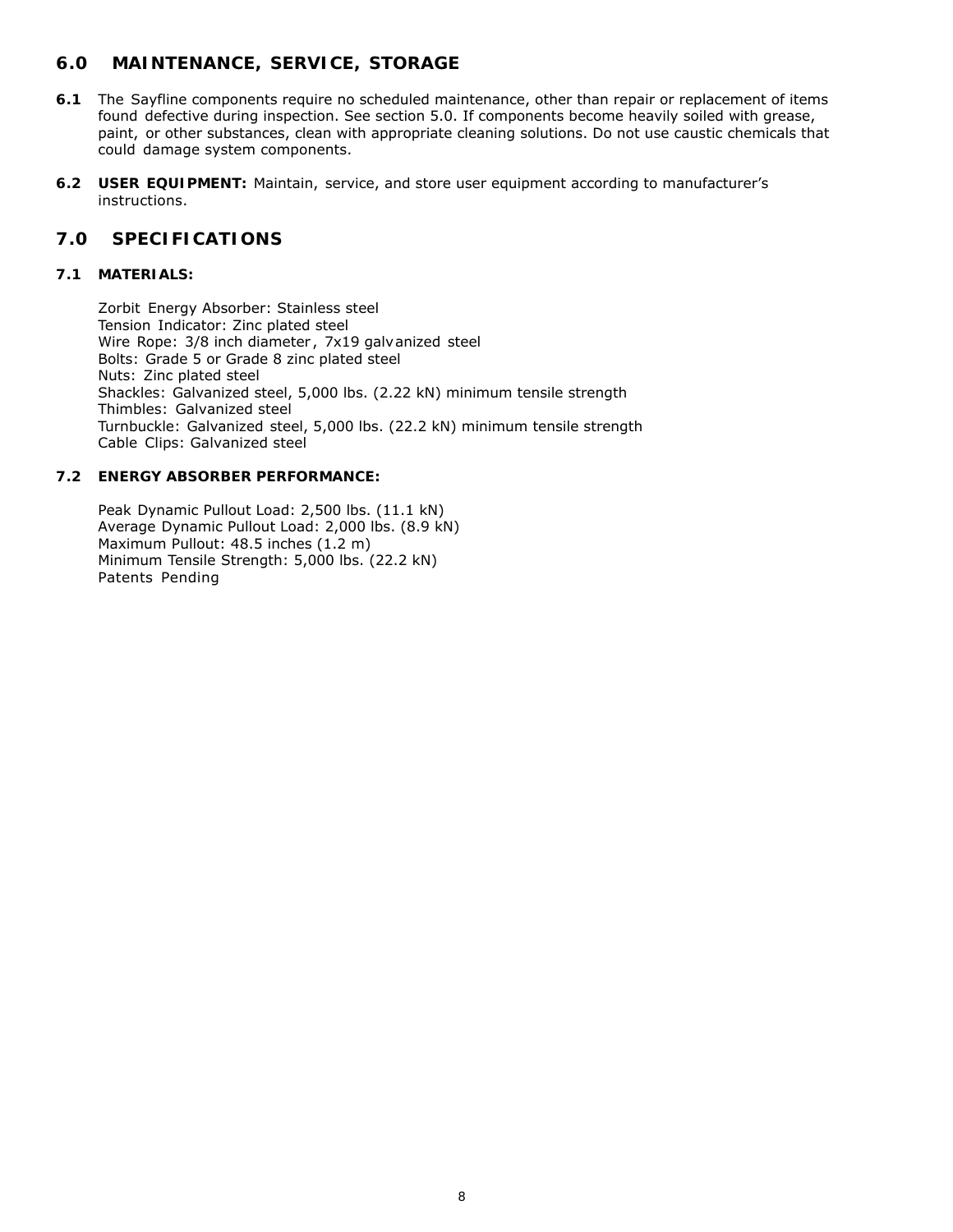## 6.0 MAINTENANCE, SERVICE, STORAGE

**6.1** The Sayfline components require no scheduled maintenance, other than repair or replacement of items found defective during inspection. See section 5.0. If components become heavily soiled with grease, paint, or other substances, clean with appropriate cleaning solutions. Do not use caustic chemicals that could damage system components.

**6.2** **USER EQUIPMENT:** Maintain, service, and store user equipment according to manufacturer's instructions.

## 7.0 SPECIFICATIONS

### 7.1 MATERIALS:

Zorbit Energy Absorber: Stainless steel
Tension Indicator: Zinc plated steel
Wire Rope: 3/8 inch diameter, 7x19 galvanized steel
Bolts: Grade 5 or Grade 8 zinc plated steel
Nuts: Zinc plated steel
Shackles: Galvanized steel, 5,000 lbs. (2.22 kN) minimum tensile strength
Thimbles: Galvanized steel
Turnbuckle: Galvanized steel, 5,000 lbs. (22.2 kN) minimum tensile strength
Cable Clips: Galvanized steel

### 7.2 ENERGY ABSORBER PERFORMANCE:

Peak Dynamic Pullout Load: 2,500 lbs. (11.1 kN)
Average Dynamic Pullout Load: 2,000 lbs. (8.9 kN)
Maximum Pullout: 48.5 inches (1.2 m)
Minimum Tensile Strength: 5,000 lbs. (22.2 kN)
Patents Pending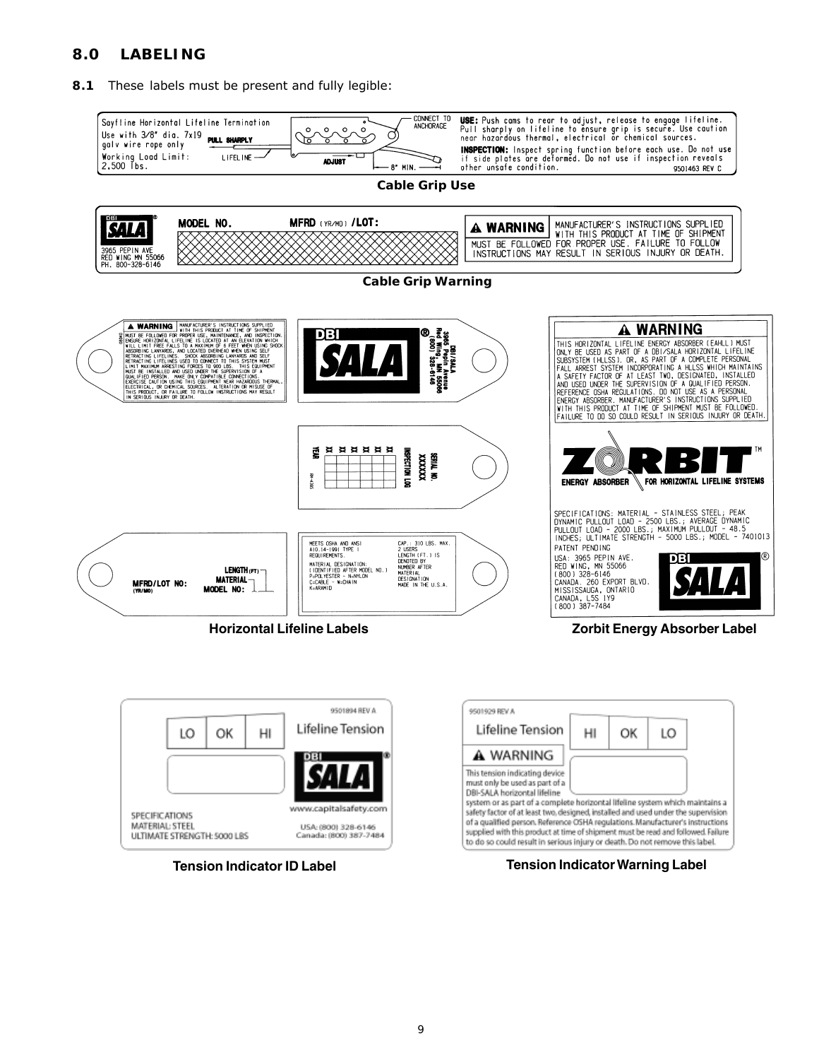## 8.0 LABELING

**8.1** These labels must be present and fully legible:

Sayfline Horizontal Lifeline Termination
Use with 3/8" dia. 7x19 galv wire rope only
Working Load Limit: 2,500 lbs.

PULL SHARPLY — LIFELINE — ADJUST — CONNECT TO ANCHORAGE — 8" MIN.

**USE:** Push cams to rear to adjust, release to engage lifeline. Pull sharply on lifeline to ensure grip is secure. Use caution near hazardous thermal, electrical or chemical sources.
**INSPECTION:** Inspect spring function before each use. Do not use if side plates are deformed. Do not use if inspection reveals other unsafe condition.
9501463 REV C

**Cable Grip Use**

DBI SALA® 3965 PEPIN AVE RED WING MN 55066 PH. 800-328-6146
**MODEL NO.** **MFRD** (YR/MO) **/LOT:**

**⚠ WARNING** MANUFACTURER'S INSTRUCTIONS SUPPLIED WITH THIS PRODUCT AT TIME OF SHIPMENT MUST BE FOLLOWED FOR PROPER USE. FAILURE TO FOLLOW INSTRUCTIONS MAY RESULT IN SERIOUS INJURY OR DEATH.

**Cable Grip Warning**

**⚠ WARNING** MANUFACTURER'S INSTRUCTIONS SUPPLIED WITH THIS PRODUCT AT TIME OF SHIPMENT MUST BE FOLLOWED FOR PROPER USE, MAINTENANCE, AND INSPECTION. ENSURE HORIZONTAL LIFELINE IS LOCATED AT AN ELEVATION WHICH WILL LIMIT FREE FALLS TO A MAXIMUM OF 6 FEET WHEN USING SHOCK ABSORBING LANYARDS, AND LOCATED OVERHEAD WHEN USING SELF RETRACTING LIFELINES. SHOCK ABSORBING LANYARDS AND SELF RETRACTING LIFELINES USED TO CONNECT TO THIS SYSTEM MUST LIMIT MAXIMUM ARRESTING FORCES TO 900 LBS. THIS EQUIPMENT MUST BE INSTALLED AND USED UNDER THE SUPERVISION OF A QUALIFIED PERSON. MAKE ONLY COMPATIBLE CONNECTIONS. EXERCISE CAUTION USING THIS EQUIPMENT NEAR HAZARDOUS THERMAL, ELECTRICAL, OR CHEMICAL SOURCES. ALTERATION OR MISUSE OF THIS PRODUCT, OR FAILURE TO FOLLOW INSTRUCTIONS MAY RESULT IN SERIOUS INJURY OR DEATH.

DBI SALA® DBI/SALA 3965 Pepin Avenue Red Wing, MN 55066 (800) 328-6146

SERIAL NO. XXXXXX INSPECTION LOG
YEAR XX XX XX XX XX XX

MFRD/LOT NO: (YR/MO) LENGTH (FT) MATERIAL MODEL NO:

MEETS OSHA AND ANSI A10.14-1991 TYPE I REQUIREMENTS.
MATERIAL DESIGNATION: (IDENTIFIED AFTER MODEL NO.) P=POLYESTER – N=NYLON C=CABLE – W=CHAIN K=ARAMID
CAP.: 310 LBS. MAX. 2 USERS LENGTH (FT.) IS DENOTED BY NUMBER AFTER MATERIAL DESIGNATION MADE IN THE U.S.A.

**Horizontal Lifeline Labels**

**⚠ WARNING**
THIS HORIZONTAL LIFELINE ENERGY ABSORBER (EAHLL) MUST ONLY BE USED AS PART OF A DBI/SALA HORIZONTAL LIFELINE SUBSYSTEM (HLLSS), OR, AS PART OF A COMPLETE PERSONAL FALL ARREST SYSTEM INCORPORATING A HLLSS WHICH MAINTAINS A SAFETY FACTOR OF AT LEAST TWO, DESIGNATED, INSTALLED AND USED UNDER THE SUPERVISION OF A QUALIFIED PERSON. REFERENCE OSHA REGULATIONS. DO NOT USE AS A PERSONAL ENERGY ABSORBER. MANUFACTURER'S INSTRUCTIONS SUPPLIED WITH THIS PRODUCT AT TIME OF SHIPMENT MUST BE FOLLOWED. FAILURE TO DO SO COULD RESULT IN SERIOUS INJURY OR DEATH.

ZORBIT™ ENERGY ABSORBER FOR HORIZONTAL LIFELINE SYSTEMS

SPECIFICATIONS: MATERIAL – STAINLESS STEEL; PEAK DYNAMIC PULLOUT LOAD – 2500 LBS.; AVERAGE DYNAMIC PULLOUT LOAD – 2000 LBS.; MAXIMUM PULLOUT – 48.5 INCHES; ULTIMATE STRENGTH – 5000 LBS.; MODEL – 7401013
PATENT PENDING
USA: 3965 PEPIN AVE. RED WING, MN 55066 (800) 328-6146
CANADA: 260 EXPORT BLVD. MISSISSAUGA, ONTARIO CANADA, L5S 1Y9 (800) 387-7484
DBI SALA®

**Zorbit Energy Absorber Label**

9501894 REV A
LO | OK | HI
Lifeline Tension
DBI SALA®
www.capitalsafety.com
SPECIFICATIONS
MATERIAL: STEEL
ULTIMATE STRENGTH: 5000 LBS
USA: (800) 328-6146
Canada: (800) 387-7484

**Tension Indicator ID Label**

9501929 REV A
Lifeline Tension
HI | OK | LO
⚠ WARNING
This tension indicating device must only be used as part of a DBI-SALA horizontal lifeline system or as part of a complete horizontal lifeline system which maintains a safety factor of at least two, designed, installed and used under the supervision of a qualified person. Reference OSHA regulations. Manufacturer's instructions supplied with this product at time of shipment must be read and followed. Failure to do so could result in serious injury or death. Do not remove this label.

**Tension Indicator Warning Label**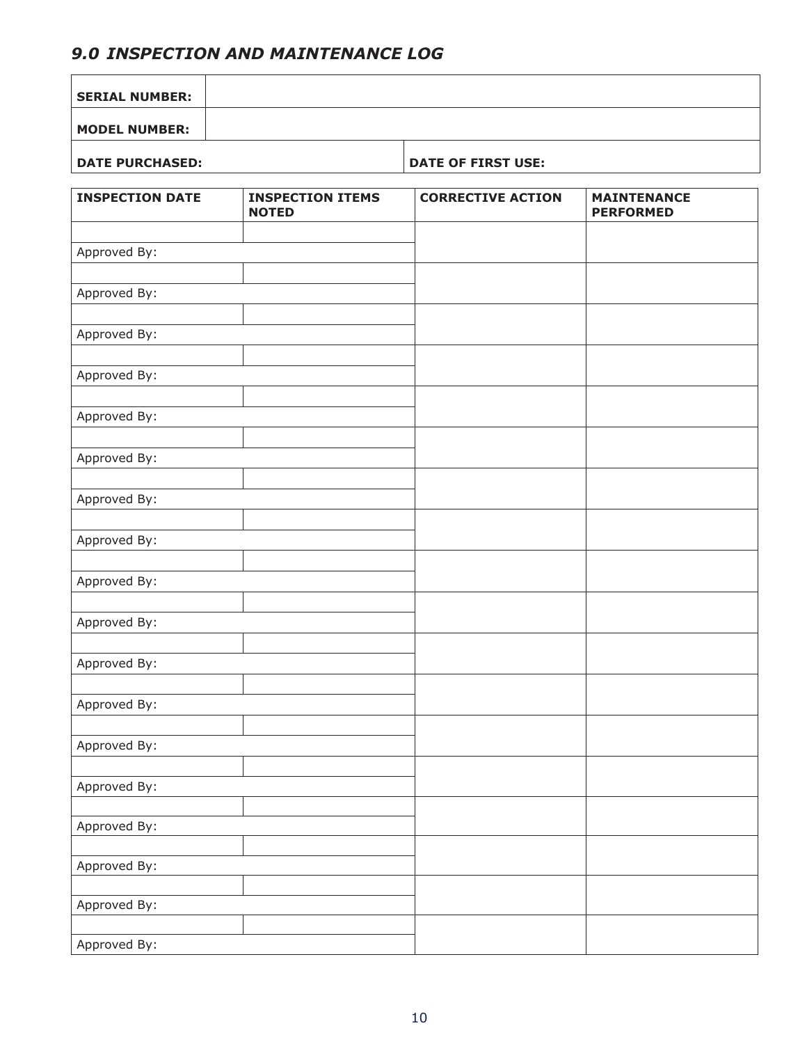## *9.0 INSPECTION AND MAINTENANCE LOG*

| **SERIAL NUMBER:** | |
|---|---|
| **MODEL NUMBER:** | |
| **DATE PURCHASED:** | **DATE OF FIRST USE:** |

| **INSPECTION DATE** | **INSPECTION ITEMS NOTED** | **CORRECTIVE ACTION** | **MAINTENANCE PERFORMED** |
|---|---|---|---|
| | | | |
| Approved By: | | | |
| | | | |
| Approved By: | | | |
| | | | |
| Approved By: | | | |
| | | | |
| Approved By: | | | |
| | | | |
| Approved By: | | | |
| | | | |
| Approved By: | | | |
| | | | |
| Approved By: | | | |
| | | | |
| Approved By: | | | |
| | | | |
| Approved By: | | | |
| | | | |
| Approved By: | | | |
| | | | |
| Approved By: | | | |
| | | | |
| Approved By: | | | |
| | | | |
| Approved By: | | | |
| | | | |
| Approved By: | | | |
| | | | |
| Approved By: | | | |
| | | | |
| Approved By: | | | |
| | | | |
| Approved By: | | | |
| | | | |
| Approved By: | | | |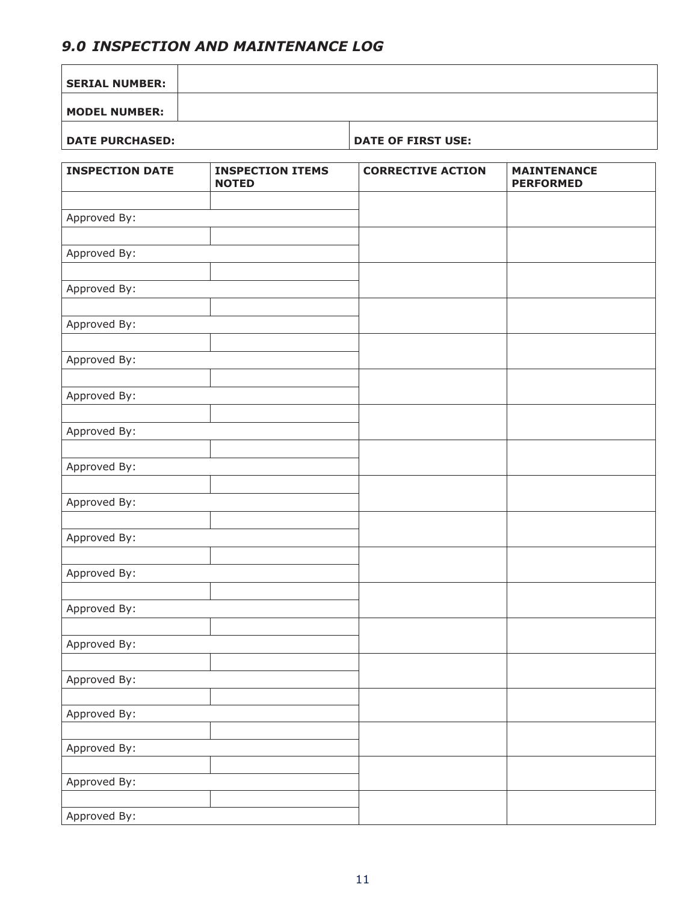## *9.0 INSPECTION AND MAINTENANCE LOG*

| **SERIAL NUMBER:** | |
|---|---|
| **MODEL NUMBER:** | |
| **DATE PURCHASED:** | **DATE OF FIRST USE:** |

| **INSPECTION DATE** | **INSPECTION ITEMS NOTED** | **CORRECTIVE ACTION** | **MAINTENANCE PERFORMED** |
|---|---|---|---|
| | | | |
| Approved By: | | | |
| | | | |
| Approved By: | | | |
| | | | |
| Approved By: | | | |
| | | | |
| Approved By: | | | |
| | | | |
| Approved By: | | | |
| | | | |
| Approved By: | | | |
| | | | |
| Approved By: | | | |
| | | | |
| Approved By: | | | |
| | | | |
| Approved By: | | | |
| | | | |
| Approved By: | | | |
| | | | |
| Approved By: | | | |
| | | | |
| Approved By: | | | |
| | | | |
| Approved By: | | | |
| | | | |
| Approved By: | | | |
| | | | |
| Approved By: | | | |
| | | | |
| Approved By: | | | |
| | | | |
| Approved By: | | | |
| | | | |
| Approved By: | | | |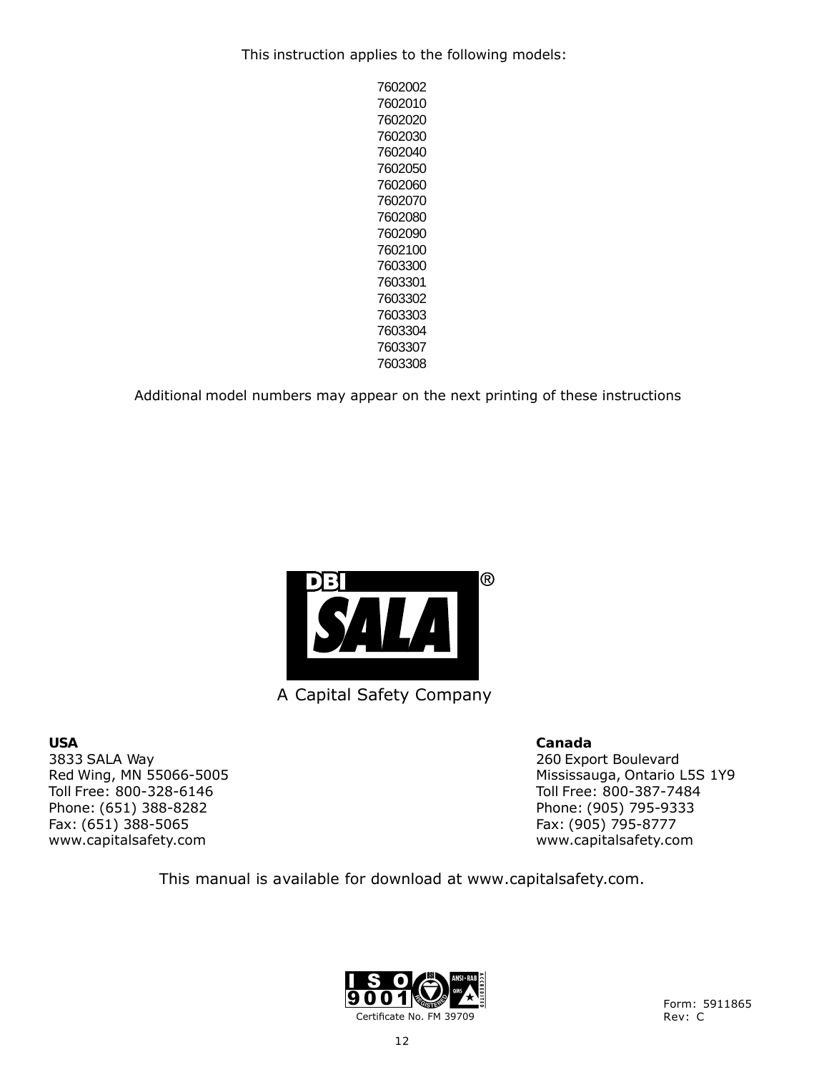This instruction applies to the following models:

7602002
7602010
7602020
7602030
7602040
7602050
7602060
7602070
7602080
7602090
7602100
7603300
7603301
7603302
7603303
7603304
7603307
7603308

Additional model numbers may appear on the next printing of these instructions

DBI SALA®

A Capital Safety Company

**USA**
3833 SALA Way
Red Wing, MN 55066-5005
Toll Free: 800-328-6146
Phone: (651) 388-8282
Fax: (651) 388-5065
www.capitalsafety.com

**Canada**
260 Export Boulevard
Mississauga, Ontario L5S 1Y9
Toll Free: 800-387-7484
Phone: (905) 795-9333
Fax: (905) 795-8777
www.capitalsafety.com

This manual is available for download at www.capitalsafety.com.

ISO 9001

Certificate No. FM 39709

Form: 5911865
Rev: C